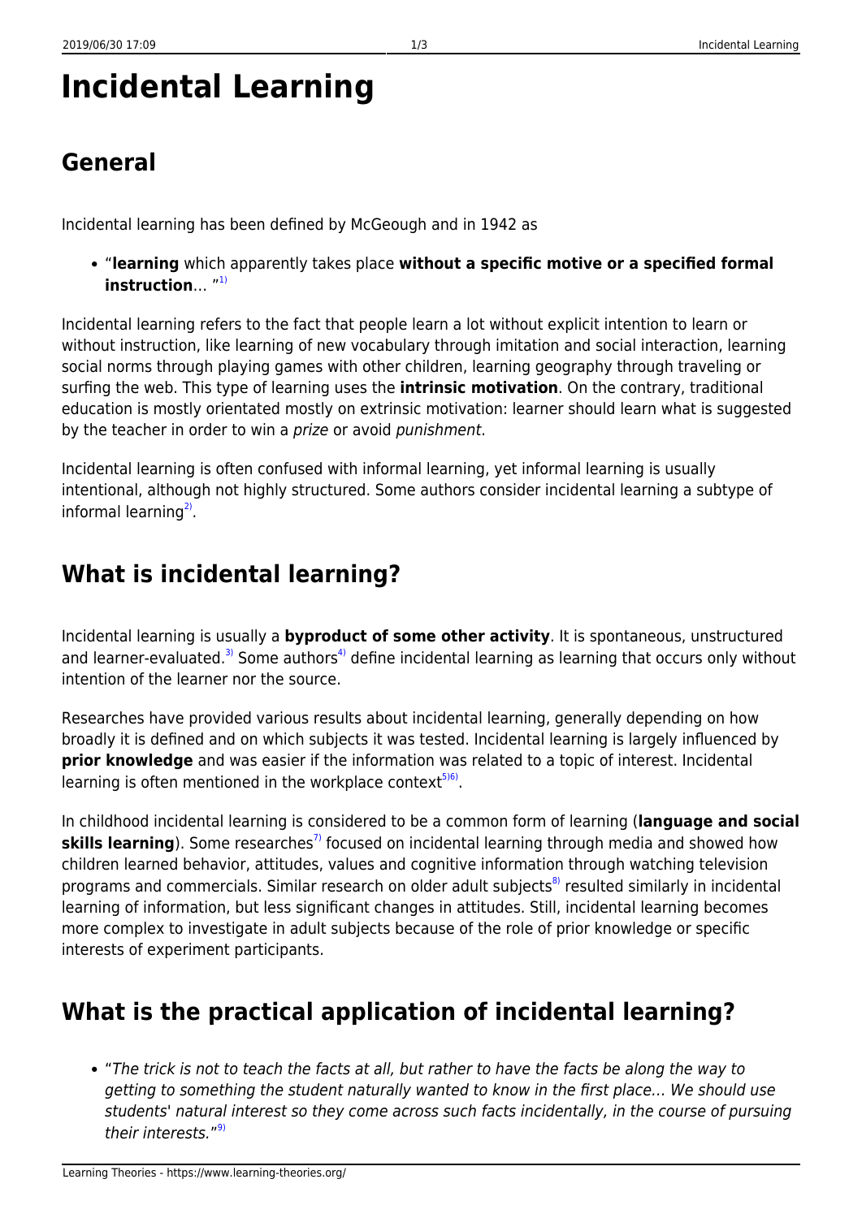# Incidental Learning

## General

Incidental learning has been defined by McGeough and in 1942 as

- "**learning** which apparently takes place **without a specific motive or a specified formal instruction**... "[1]

Incidental learning refers to the fact that people learn a lot without explicit intention to learn or without instruction, like learning of new vocabulary through imitation and social interaction, learning social norms through playing games with other children, learning geography through traveling or surfing the web. This type of learning uses the **intrinsic motivation**. On the contrary, traditional education is mostly orientated mostly on extrinsic motivation: learner should learn what is suggested by the teacher in order to win a *prize* or avoid *punishment*.

Incidental learning is often confused with informal learning, yet informal learning is usually intentional, although not highly structured. Some authors consider incidental learning a subtype of informal learning[2].

## What is incidental learning?

Incidental learning is usually a **byproduct of some other activity**. It is spontaneous, unstructured and learner-evaluated.[3] Some authors[4] define incidental learning as learning that occurs only without intention of the learner nor the source.

Researches have provided various results about incidental learning, generally depending on how broadly it is defined and on which subjects it was tested. Incidental learning is largely influenced by **prior knowledge** and was easier if the information was related to a topic of interest. Incidental learning is often mentioned in the workplace context[5][6].

In childhood incidental learning is considered to be a common form of learning (**language and social skills learning**). Some researches[7] focused on incidental learning through media and showed how children learned behavior, attitudes, values and cognitive information through watching television programs and commercials. Similar research on older adult subjects[8] resulted similarly in incidental learning of information, but less significant changes in attitudes. Still, incidental learning becomes more complex to investigate in adult subjects because of the role of prior knowledge or specific interests of experiment participants.

## What is the practical application of incidental learning?

- "*The trick is not to teach the facts at all, but rather to have the facts be along the way to getting to something the student naturally wanted to know in the first place... We should use students' natural interest so they come across such facts incidentally, in the course of pursuing their interests.*"[9]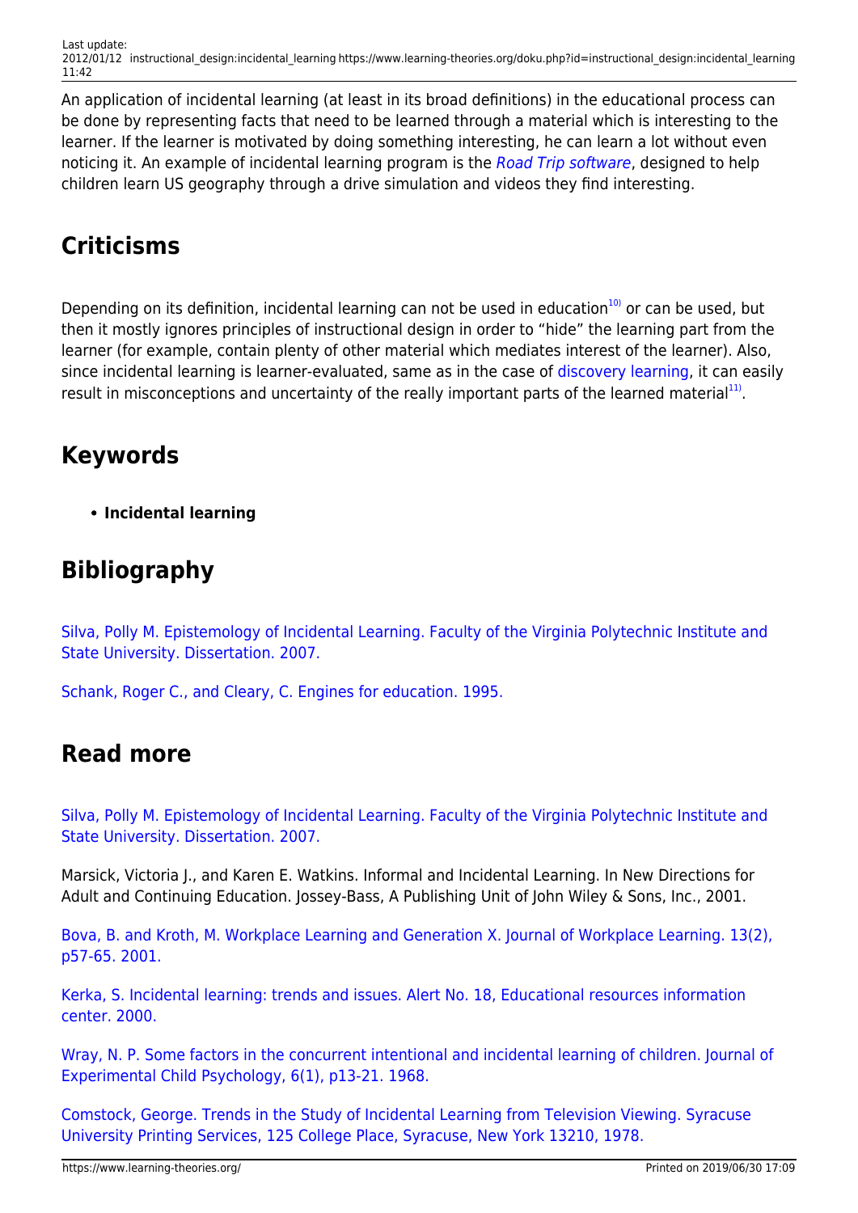An application of incidental learning (at least in its broad definitions) in the educational process can be done by representing facts that need to be learned through a material which is interesting to the learner. If the learner is motivated by doing something interesting, he can learn a lot without even noticing it. An example of incidental learning program is the *Road Trip software*, designed to help children learn US geography through a drive simulation and videos they find interesting.

## Criticisms

Depending on its definition, incidental learning can not be used in education[10] or can be used, but then it mostly ignores principles of instructional design in order to “hide” the learning part from the learner (for example, contain plenty of other material which mediates interest of the learner). Also, since incidental learning is learner-evaluated, same as in the case of discovery learning, it can easily result in misconceptions and uncertainty of the really important parts of the learned material[11].

## Keywords

- **Incidental learning**

## Bibliography

Silva, Polly M. Epistemology of Incidental Learning. Faculty of the Virginia Polytechnic Institute and State University. Dissertation. 2007.

Schank, Roger C., and Cleary, C. Engines for education. 1995.

## Read more

Silva, Polly M. Epistemology of Incidental Learning. Faculty of the Virginia Polytechnic Institute and State University. Dissertation. 2007.

Marsick, Victoria J., and Karen E. Watkins. Informal and Incidental Learning. In New Directions for Adult and Continuing Education. Jossey-Bass, A Publishing Unit of John Wiley & Sons, Inc., 2001.

Bova, B. and Kroth, M. Workplace Learning and Generation X. Journal of Workplace Learning. 13(2), p57-65. 2001.

Kerka, S. Incidental learning: trends and issues. Alert No. 18, Educational resources information center. 2000.

Wray, N. P. Some factors in the concurrent intentional and incidental learning of children. Journal of Experimental Child Psychology, 6(1), p13-21. 1968.

Comstock, George. Trends in the Study of Incidental Learning from Television Viewing. Syracuse University Printing Services, 125 College Place, Syracuse, New York 13210, 1978.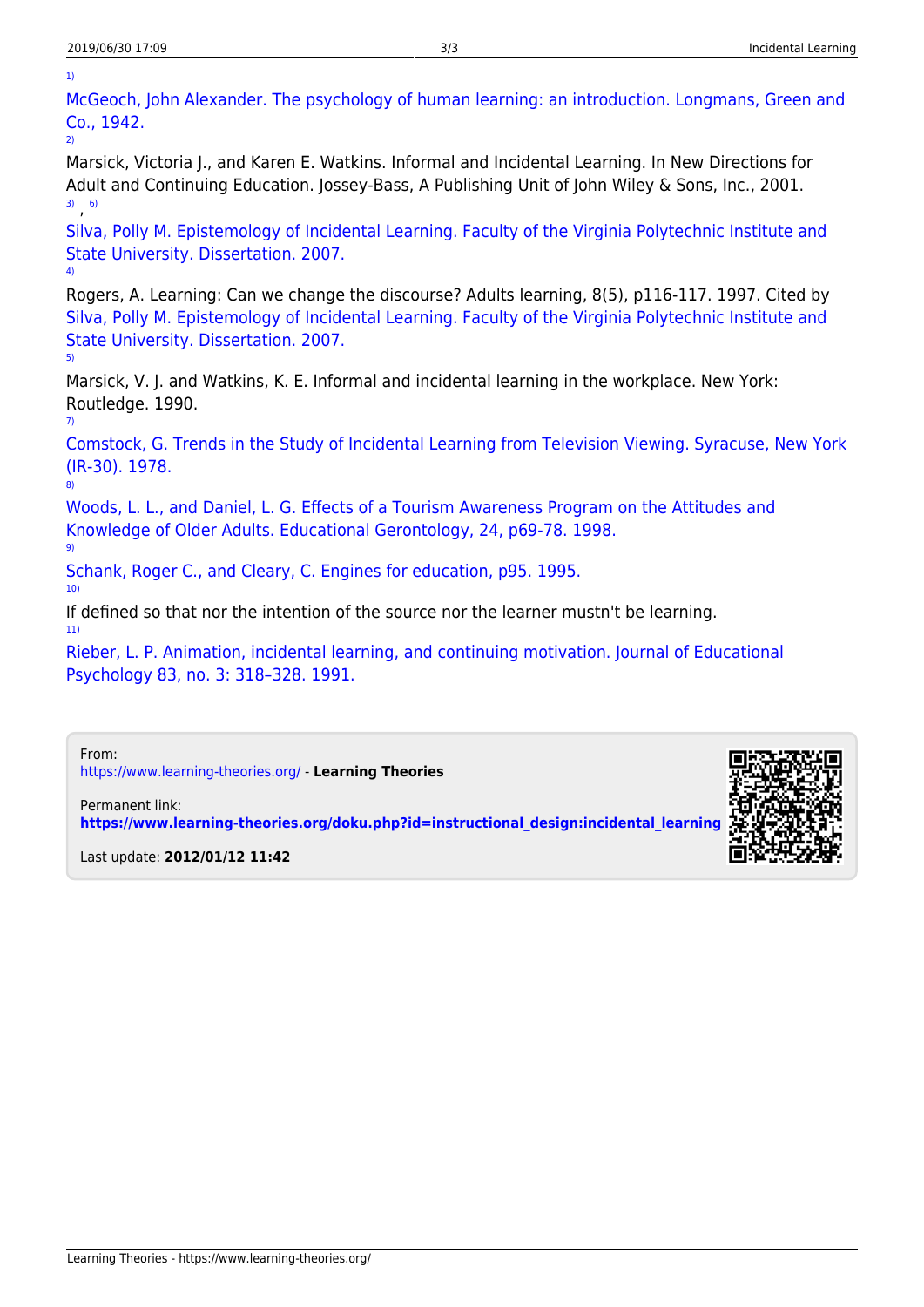[1] McGeoch, John Alexander. The psychology of human learning: an introduction. Longmans, Green and Co., 1942.

[2] Marsick, Victoria J., and Karen E. Watkins. Informal and Incidental Learning. In New Directions for Adult and Continuing Education. Jossey-Bass, A Publishing Unit of John Wiley & Sons, Inc., 2001.

[3], [6] Silva, Polly M. Epistemology of Incidental Learning. Faculty of the Virginia Polytechnic Institute and State University. Dissertation. 2007.

[4] Rogers, A. Learning: Can we change the discourse? Adults learning, 8(5), p116-117. 1997. Cited by Silva, Polly M. Epistemology of Incidental Learning. Faculty of the Virginia Polytechnic Institute and State University. Dissertation. 2007.

[5] Marsick, V. J. and Watkins, K. E. Informal and incidental learning in the workplace. New York: Routledge. 1990.

[7] Comstock, G. Trends in the Study of Incidental Learning from Television Viewing. Syracuse, New York (IR-30). 1978.

[8] Woods, L. L., and Daniel, L. G. Effects of a Tourism Awareness Program on the Attitudes and Knowledge of Older Adults. Educational Gerontology, 24, p69-78. 1998.

[9] Schank, Roger C., and Cleary, C. Engines for education, p95. 1995.

[10] If defined so that nor the intention of the source nor the learner mustn't be learning.

[11] Rieber, L. P. Animation, incidental learning, and continuing motivation. Journal of Educational Psychology 83, no. 3: 318–328. 1991.

From:
https://www.learning-theories.org/ - **Learning Theories**

Permanent link:
**https://www.learning-theories.org/doku.php?id=instructional_design:incidental_learning**

Last update: **2012/01/12 11:42**